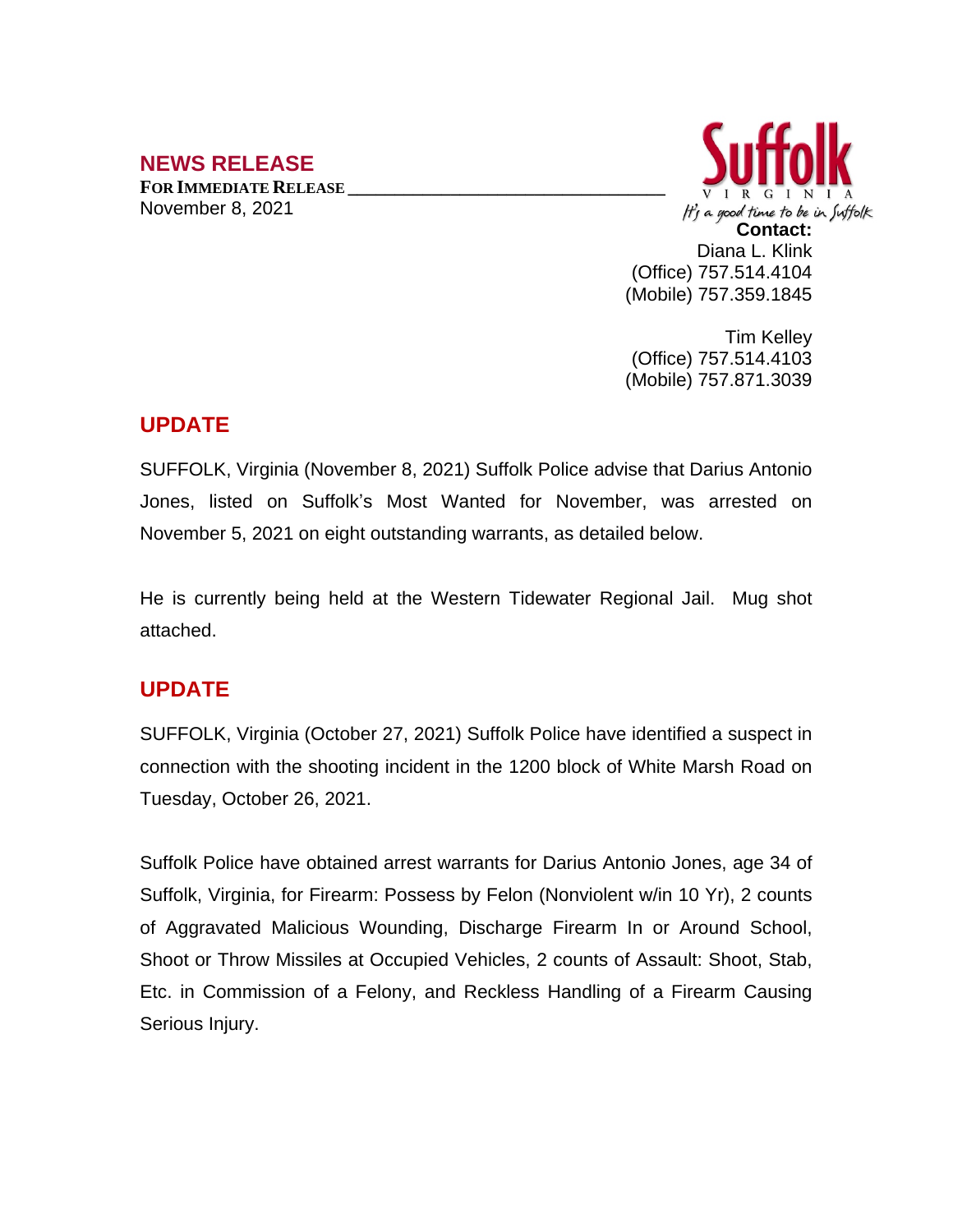## NEWS RELEASE

**FOR IMMEDIATE RELEASE**

November 8, 2021

Suffolk
VIRGINIA
It's a good time to be in Suffolk

**Contact:**
Diana L. Klink
(Office) 757.514.4104
(Mobile) 757.359.1845

Tim Kelley
(Office) 757.514.4103
(Mobile) 757.871.3039

## UPDATE

SUFFOLK, Virginia (November 8, 2021) Suffolk Police advise that Darius Antonio Jones, listed on Suffolk's Most Wanted for November, was arrested on November 5, 2021 on eight outstanding warrants, as detailed below.

He is currently being held at the Western Tidewater Regional Jail. Mug shot attached.

## UPDATE

SUFFOLK, Virginia (October 27, 2021) Suffolk Police have identified a suspect in connection with the shooting incident in the 1200 block of White Marsh Road on Tuesday, October 26, 2021.

Suffolk Police have obtained arrest warrants for Darius Antonio Jones, age 34 of Suffolk, Virginia, for Firearm: Possess by Felon (Nonviolent w/in 10 Yr), 2 counts of Aggravated Malicious Wounding, Discharge Firearm In or Around School, Shoot or Throw Missiles at Occupied Vehicles, 2 counts of Assault: Shoot, Stab, Etc. in Commission of a Felony, and Reckless Handling of a Firearm Causing Serious Injury.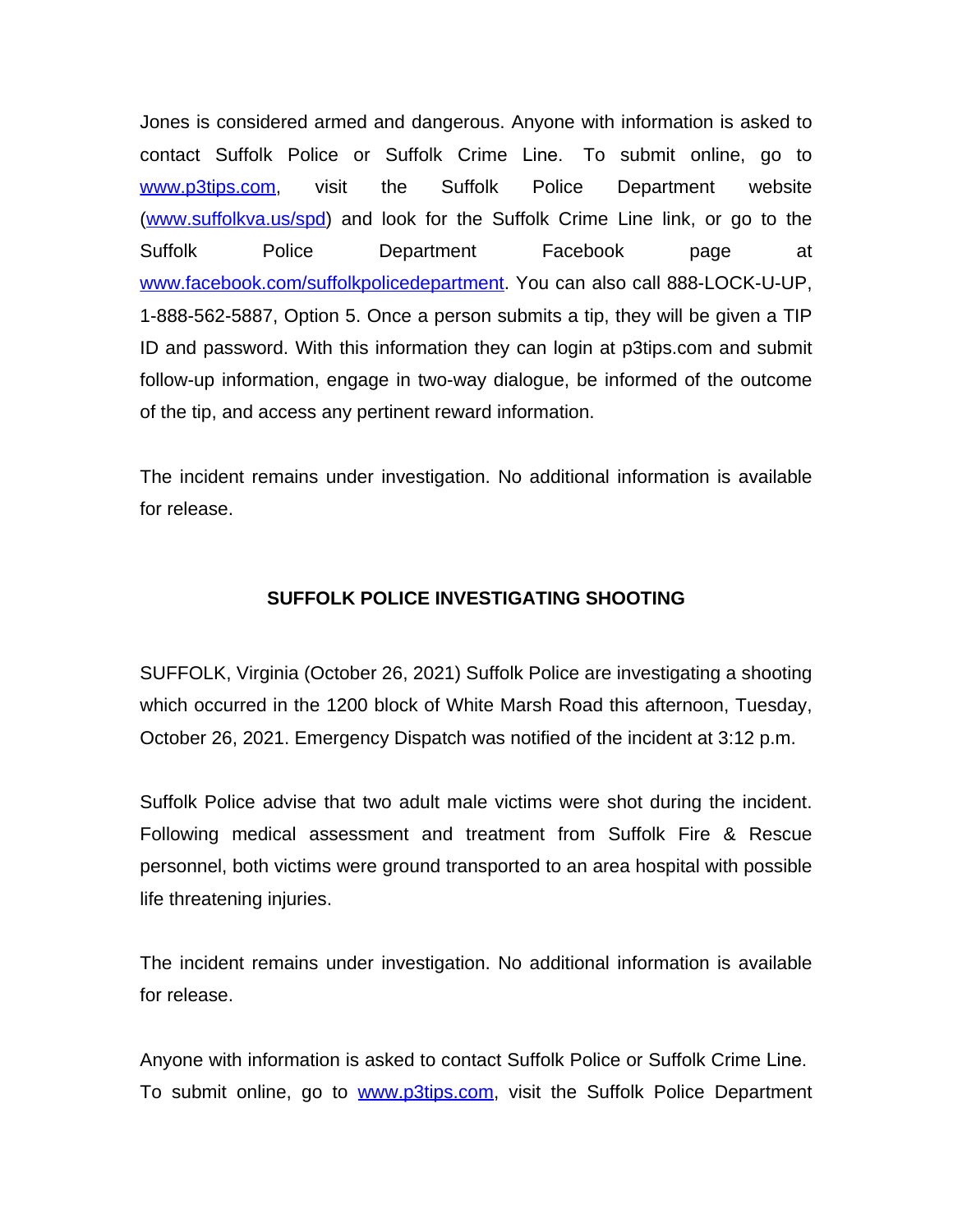Jones is considered armed and dangerous. Anyone with information is asked to contact Suffolk Police or Suffolk Crime Line. To submit online, go to www.p3tips.com, visit the Suffolk Police Department website (www.suffolkva.us/spd) and look for the Suffolk Crime Line link, or go to the Suffolk Police Department Facebook page at www.facebook.com/suffolkpolicedepartment. You can also call 888-LOCK-U-UP, 1-888-562-5887, Option 5. Once a person submits a tip, they will be given a TIP ID and password. With this information they can login at p3tips.com and submit follow-up information, engage in two-way dialogue, be informed of the outcome of the tip, and access any pertinent reward information.

The incident remains under investigation. No additional information is available for release.

## SUFFOLK POLICE INVESTIGATING SHOOTING

SUFFOLK, Virginia (October 26, 2021) Suffolk Police are investigating a shooting which occurred in the 1200 block of White Marsh Road this afternoon, Tuesday, October 26, 2021. Emergency Dispatch was notified of the incident at 3:12 p.m.

Suffolk Police advise that two adult male victims were shot during the incident. Following medical assessment and treatment from Suffolk Fire & Rescue personnel, both victims were ground transported to an area hospital with possible life threatening injuries.

The incident remains under investigation. No additional information is available for release.

Anyone with information is asked to contact Suffolk Police or Suffolk Crime Line. To submit online, go to www.p3tips.com, visit the Suffolk Police Department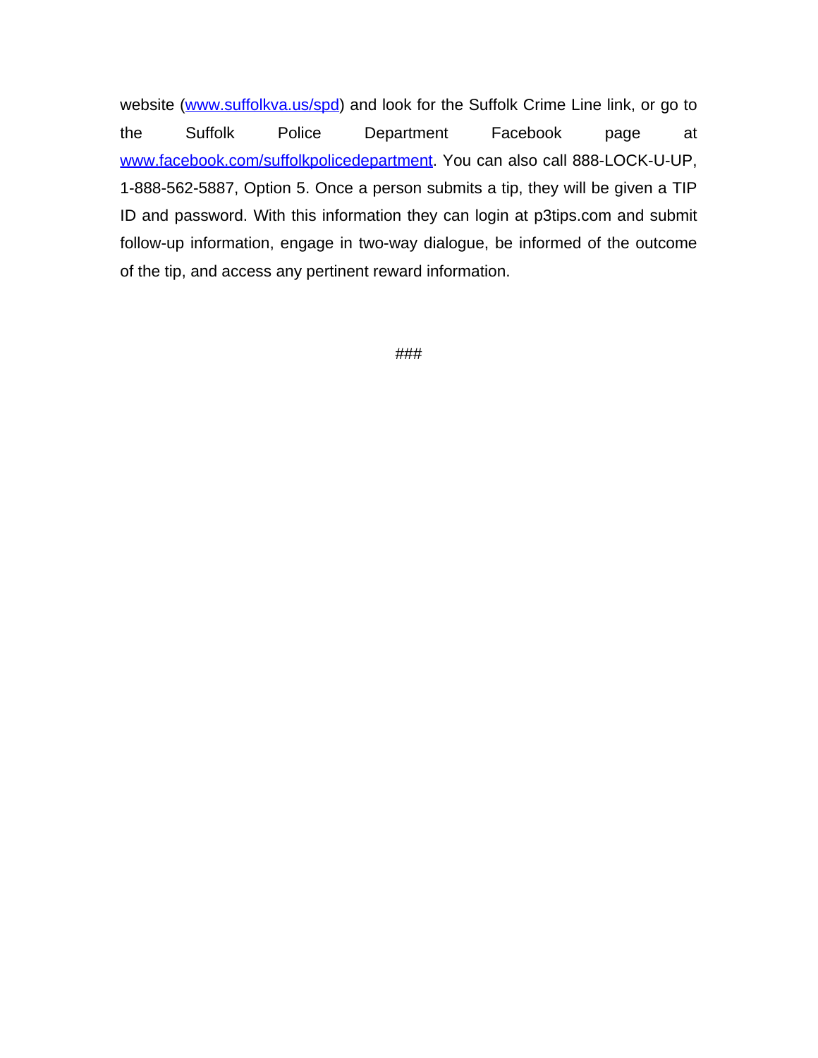website (www.suffolkva.us/spd) and look for the Suffolk Crime Line link, or go to the Suffolk Police Department Facebook page at www.facebook.com/suffolkpolicedepartment. You can also call 888-LOCK-U-UP, 1-888-562-5887, Option 5. Once a person submits a tip, they will be given a TIP ID and password. With this information they can login at p3tips.com and submit follow-up information, engage in two-way dialogue, be informed of the outcome of the tip, and access any pertinent reward information.

###